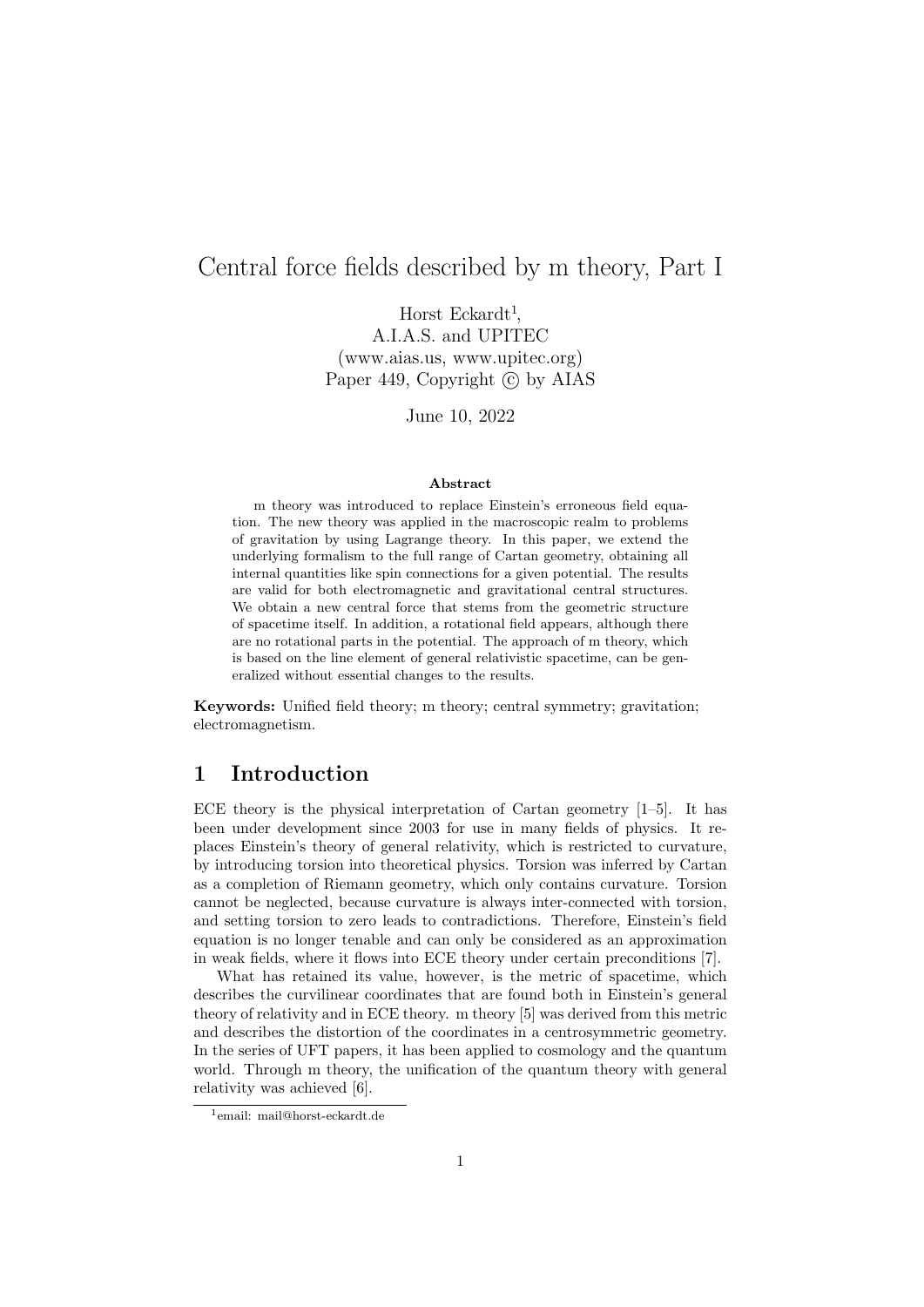# Central force fields described by m theory, Part I

Horst Eckardt[1],
A.I.A.S. and UPITEC
(www.aias.us, www.upitec.org)
Paper 449, Copyright © by AIAS

June 10, 2022

### Abstract

m theory was introduced to replace Einstein's erroneous field equation. The new theory was applied in the macroscopic realm to problems of gravitation by using Lagrange theory. In this paper, we extend the underlying formalism to the full range of Cartan geometry, obtaining all internal quantities like spin connections for a given potential. The results are valid for both electromagnetic and gravitational central structures. We obtain a new central force that stems from the geometric structure of spacetime itself. In addition, a rotational field appears, although there are no rotational parts in the potential. The approach of m theory, which is based on the line element of general relativistic spacetime, can be generalized without essential changes to the results.

**Keywords:** Unified field theory; m theory; central symmetry; gravitation; electromagnetism.

## 1 Introduction

ECE theory is the physical interpretation of Cartan geometry [1–5]. It has been under development since 2003 for use in many fields of physics. It replaces Einstein's theory of general relativity, which is restricted to curvature, by introducing torsion into theoretical physics. Torsion was inferred by Cartan as a completion of Riemann geometry, which only contains curvature. Torsion cannot be neglected, because curvature is always inter-connected with torsion, and setting torsion to zero leads to contradictions. Therefore, Einstein's field equation is no longer tenable and can only be considered as an approximation in weak fields, where it flows into ECE theory under certain preconditions [7].

What has retained its value, however, is the metric of spacetime, which describes the curvilinear coordinates that are found both in Einstein's general theory of relativity and in ECE theory. m theory [5] was derived from this metric and describes the distortion of the coordinates in a centrosymmetric geometry. In the series of UFT papers, it has been applied to cosmology and the quantum world. Through m theory, the unification of the quantum theory with general relativity was achieved [6].

[1] email: mail@horst-eckardt.de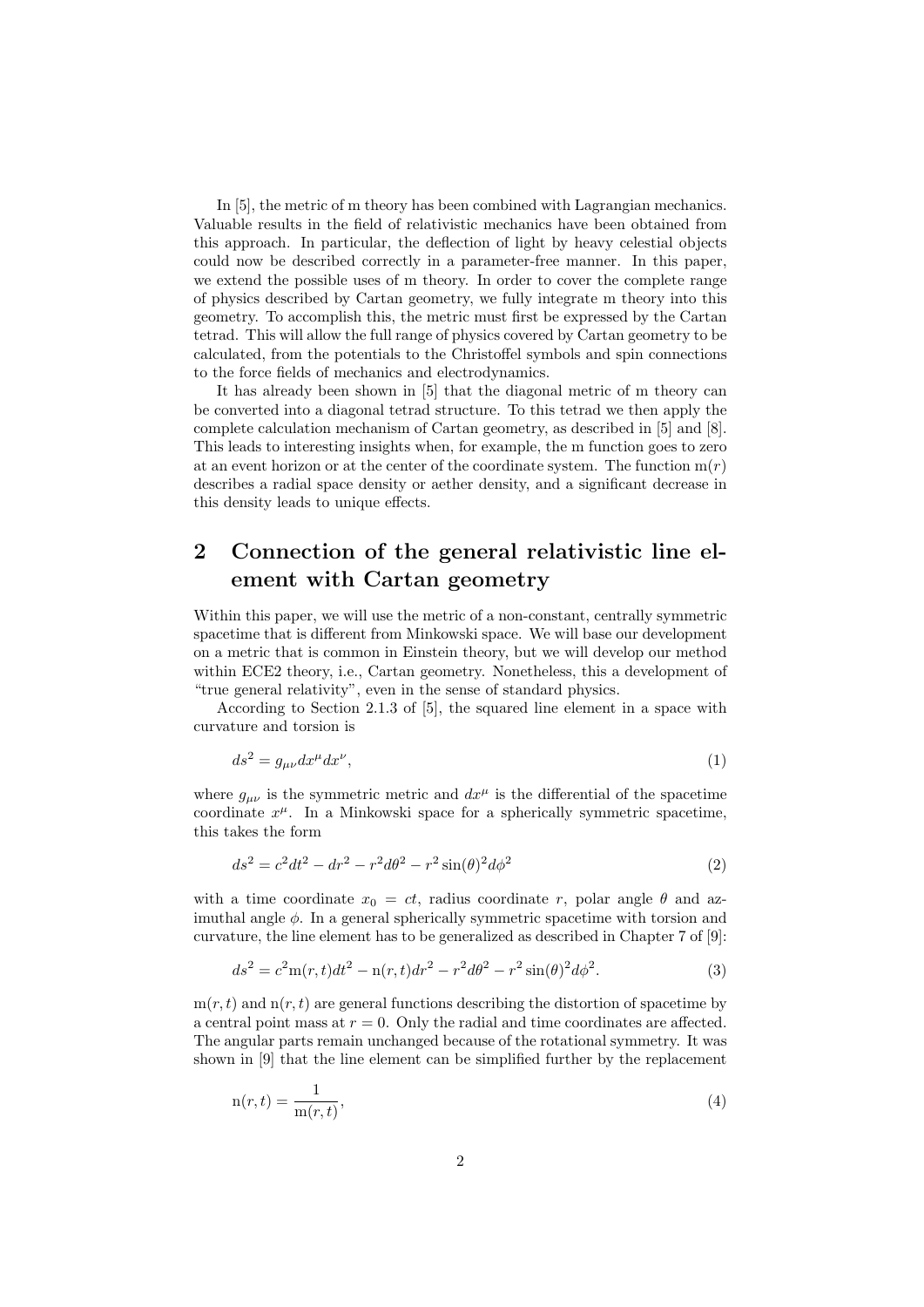In [5], the metric of m theory has been combined with Lagrangian mechanics. Valuable results in the field of relativistic mechanics have been obtained from this approach. In particular, the deflection of light by heavy celestial objects could now be described correctly in a parameter-free manner. In this paper, we extend the possible uses of m theory. In order to cover the complete range of physics described by Cartan geometry, we fully integrate m theory into this geometry. To accomplish this, the metric must first be expressed by the Cartan tetrad. This will allow the full range of physics covered by Cartan geometry to be calculated, from the potentials to the Christoffel symbols and spin connections to the force fields of mechanics and electrodynamics.

It has already been shown in [5] that the diagonal metric of m theory can be converted into a diagonal tetrad structure. To this tetrad we then apply the complete calculation mechanism of Cartan geometry, as described in [5] and [8]. This leads to interesting insights when, for example, the m function goes to zero at an event horizon or at the center of the coordinate system. The function $\mathrm{m}(r)$ describes a radial space density or aether density, and a significant decrease in this density leads to unique effects.

## 2 Connection of the general relativistic line element with Cartan geometry

Within this paper, we will use the metric of a non-constant, centrally symmetric spacetime that is different from Minkowski space. We will base our development on a metric that is common in Einstein theory, but we will develop our method within ECE2 theory, i.e., Cartan geometry. Nonetheless, this a development of "true general relativity", even in the sense of standard physics.

According to Section 2.1.3 of [5], the squared line element in a space with curvature and torsion is

$$ds^2 = g_{\mu\nu} dx^\mu dx^\nu, \tag{1}$$

where $g_{\mu\nu}$ is the symmetric metric and $dx^\mu$ is the differential of the spacetime coordinate $x^\mu$. In a Minkowski space for a spherically symmetric spacetime, this takes the form

$$ds^2 = c^2 dt^2 - dr^2 - r^2 d\theta^2 - r^2 \sin(\theta)^2 d\phi^2 \tag{2}$$

with a time coordinate $x_0 = ct$, radius coordinate $r$, polar angle $\theta$ and azimuthal angle $\phi$. In a general spherically symmetric spacetime with torsion and curvature, the line element has to be generalized as described in Chapter 7 of [9]:

$$ds^2 = c^2 \mathrm{m}(r,t) dt^2 - \mathrm{n}(r,t) dr^2 - r^2 d\theta^2 - r^2 \sin(\theta)^2 d\phi^2. \tag{3}$$

$\mathrm{m}(r,t)$ and $\mathrm{n}(r,t)$ are general functions describing the distortion of spacetime by a central point mass at $r = 0$. Only the radial and time coordinates are affected. The angular parts remain unchanged because of the rotational symmetry. It was shown in [9] that the line element can be simplified further by the replacement

$$\mathrm{n}(r,t) = \frac{1}{\mathrm{m}(r,t)}, \tag{4}$$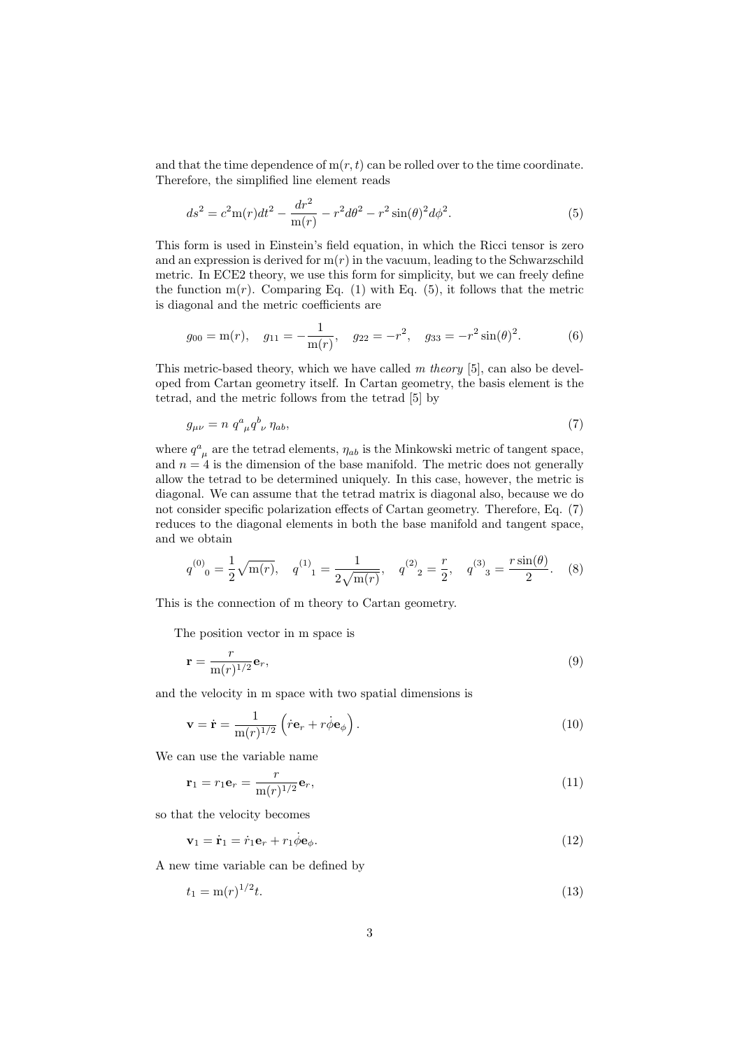and that the time dependence of $\mathrm{m}(r,t)$ can be rolled over to the time coordinate. Therefore, the simplified line element reads

$$ds^2 = c^2 \mathrm{m}(r) dt^2 - \frac{dr^2}{\mathrm{m}(r)} - r^2 d\theta^2 - r^2 \sin(\theta)^2 d\phi^2. \tag{5}$$

This form is used in Einstein's field equation, in which the Ricci tensor is zero and an expression is derived for $\mathrm{m}(r)$ in the vacuum, leading to the Schwarzschild metric. In ECE2 theory, we use this form for simplicity, but we can freely define the function $\mathrm{m}(r)$. Comparing Eq. (1) with Eq. (5), it follows that the metric is diagonal and the metric coefficients are

$$g_{00} = \mathrm{m}(r), \quad g_{11} = -\frac{1}{\mathrm{m}(r)}, \quad g_{22} = -r^2, \quad g_{33} = -r^2 \sin(\theta)^2. \tag{6}$$

This metric-based theory, which we have called *m theory* [5], can also be developed from Cartan geometry itself. In Cartan geometry, the basis element is the tetrad, and the metric follows from the tetrad [5] by

$$g_{\mu\nu} = n \; q^a{}_\mu q^b{}_\nu \, \eta_{ab}, \tag{7}$$

where $q^a{}_\mu$ are the tetrad elements, $\eta_{ab}$ is the Minkowski metric of tangent space, and $n = 4$ is the dimension of the base manifold. The metric does not generally allow the tetrad to be determined uniquely. In this case, however, the metric is diagonal. We can assume that the tetrad matrix is diagonal also, because we do not consider specific polarization effects of Cartan geometry. Therefore, Eq. (7) reduces to the diagonal elements in both the base manifold and tangent space, and we obtain

$$q^{(0)}{}_0 = \frac{1}{2}\sqrt{\mathrm{m}(r)}, \quad q^{(1)}{}_1 = \frac{1}{2\sqrt{\mathrm{m}(r)}}, \quad q^{(2)}{}_2 = \frac{r}{2}, \quad q^{(3)}{}_3 = \frac{r\sin(\theta)}{2}. \tag{8}$$

This is the connection of m theory to Cartan geometry.

The position vector in m space is

$$\mathbf{r} = \frac{r}{\mathrm{m}(r)^{1/2}} \mathbf{e}_r, \tag{9}$$

and the velocity in m space with two spatial dimensions is

$$\mathbf{v} = \dot{\mathbf{r}} = \frac{1}{\mathrm{m}(r)^{1/2}} \left( \dot{r} \mathbf{e}_r + r\dot{\phi} \mathbf{e}_\phi \right). \tag{10}$$

We can use the variable name

$$\mathbf{r}_1 = r_1 \mathbf{e}_r = \frac{r}{\mathrm{m}(r)^{1/2}} \mathbf{e}_r, \tag{11}$$

so that the velocity becomes

$$\mathbf{v}_1 = \dot{\mathbf{r}}_1 = \dot{r}_1 \mathbf{e}_r + r_1 \dot{\phi} \mathbf{e}_\phi. \tag{12}$$

A new time variable can be defined by

$$t_1 = \mathrm{m}(r)^{1/2} t. \tag{13}$$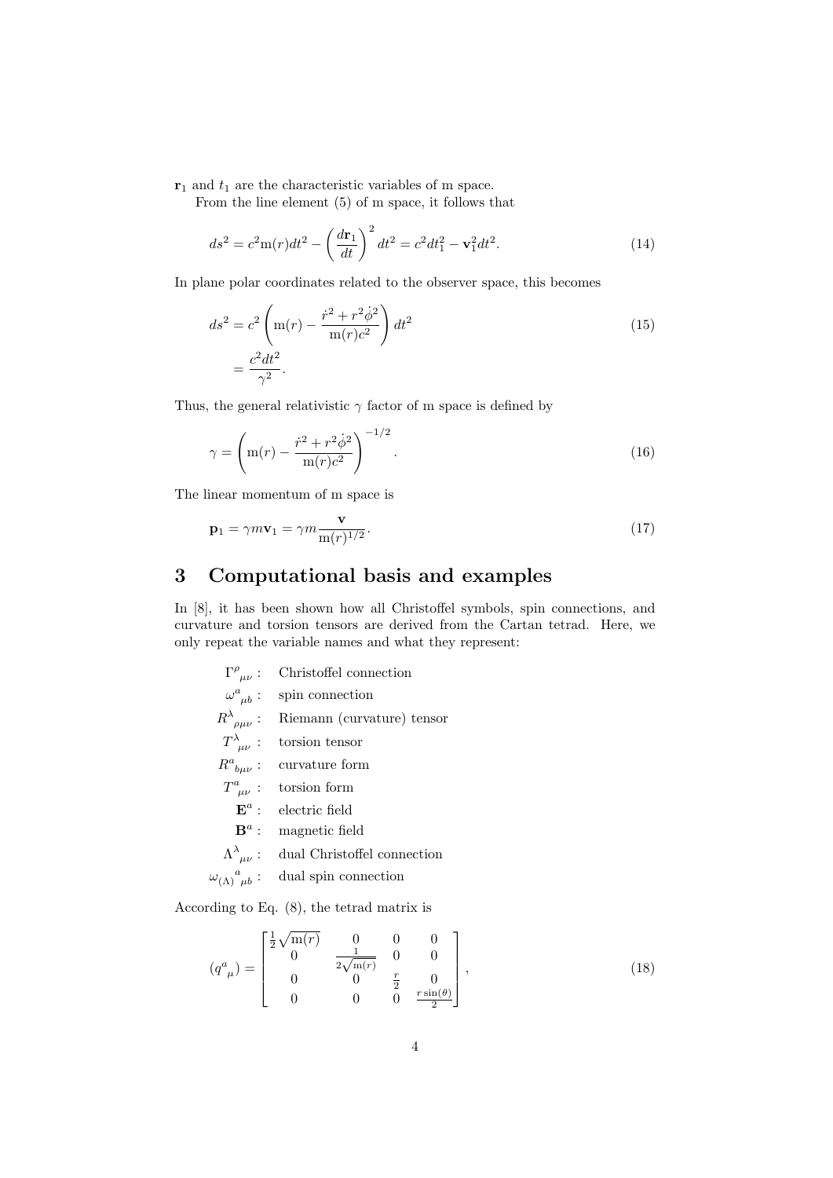$\mathbf{r}_1$ and $t_1$ are the characteristic variables of m space.

From the line element (5) of m space, it follows that

$$ds^2 = c^2 \mathrm{m}(r) dt^2 - \left(\frac{d\mathbf{r}_1}{dt}\right)^2 dt^2 = c^2 dt_1^2 - \mathbf{v}_1^2 dt^2. \tag{14}$$

In plane polar coordinates related to the observer space, this becomes

$$\begin{aligned} ds^2 &= c^2 \left( \mathrm{m}(r) - \frac{\dot{r}^2 + r^2 \dot{\phi}^2}{\mathrm{m}(r) c^2} \right) dt^2 \\ &= \frac{c^2 dt^2}{\gamma^2}. \end{aligned} \tag{15}$$

Thus, the general relativistic $\gamma$ factor of m space is defined by

$$\gamma = \left( \mathrm{m}(r) - \frac{\dot{r}^2 + r^2 \dot{\phi}^2}{\mathrm{m}(r) c^2} \right)^{-1/2}. \tag{16}$$

The linear momentum of m space is

$$\mathbf{p}_1 = \gamma m \mathbf{v}_1 = \gamma m \frac{\mathbf{v}}{\mathrm{m}(r)^{1/2}}. \tag{17}$$

## 3 Computational basis and examples

In [8], it has been shown how all Christoffel symbols, spin connections, and curvature and torsion tensors are derived from the Cartan tetrad. Here, we only repeat the variable names and what they represent:

- $\Gamma^{\rho}_{\ \mu\nu}$ : Christoffel connection
- $\omega^{a}_{\ \mu b}$ : spin connection
- $R^{\lambda}_{\ \rho\mu\nu}$ : Riemann (curvature) tensor
- $T^{\lambda}_{\ \mu\nu}$ : torsion tensor
- $R^{a}_{\ b\mu\nu}$ : curvature form
- $T^{a}_{\ \mu\nu}$ : torsion form
- $\mathbf{E}^a$ : electric field
- $\mathbf{B}^a$ : magnetic field
- $\Lambda^{\lambda}_{\ \mu\nu}$ : dual Christoffel connection
- $\omega_{(\Lambda)}{}^{a}_{\ \mu b}$ : dual spin connection

According to Eq. (8), the tetrad matrix is

$$(q^{a}_{\ \mu}) = \begin{bmatrix} \frac{1}{2}\sqrt{\mathrm{m}(r)} & 0 & 0 & 0 \\ 0 & \frac{1}{2\sqrt{\mathrm{m}(r)}} & 0 & 0 \\ 0 & 0 & \frac{r}{2} & 0 \\ 0 & 0 & 0 & \frac{r\sin(\theta)}{2} \end{bmatrix}, \tag{18}$$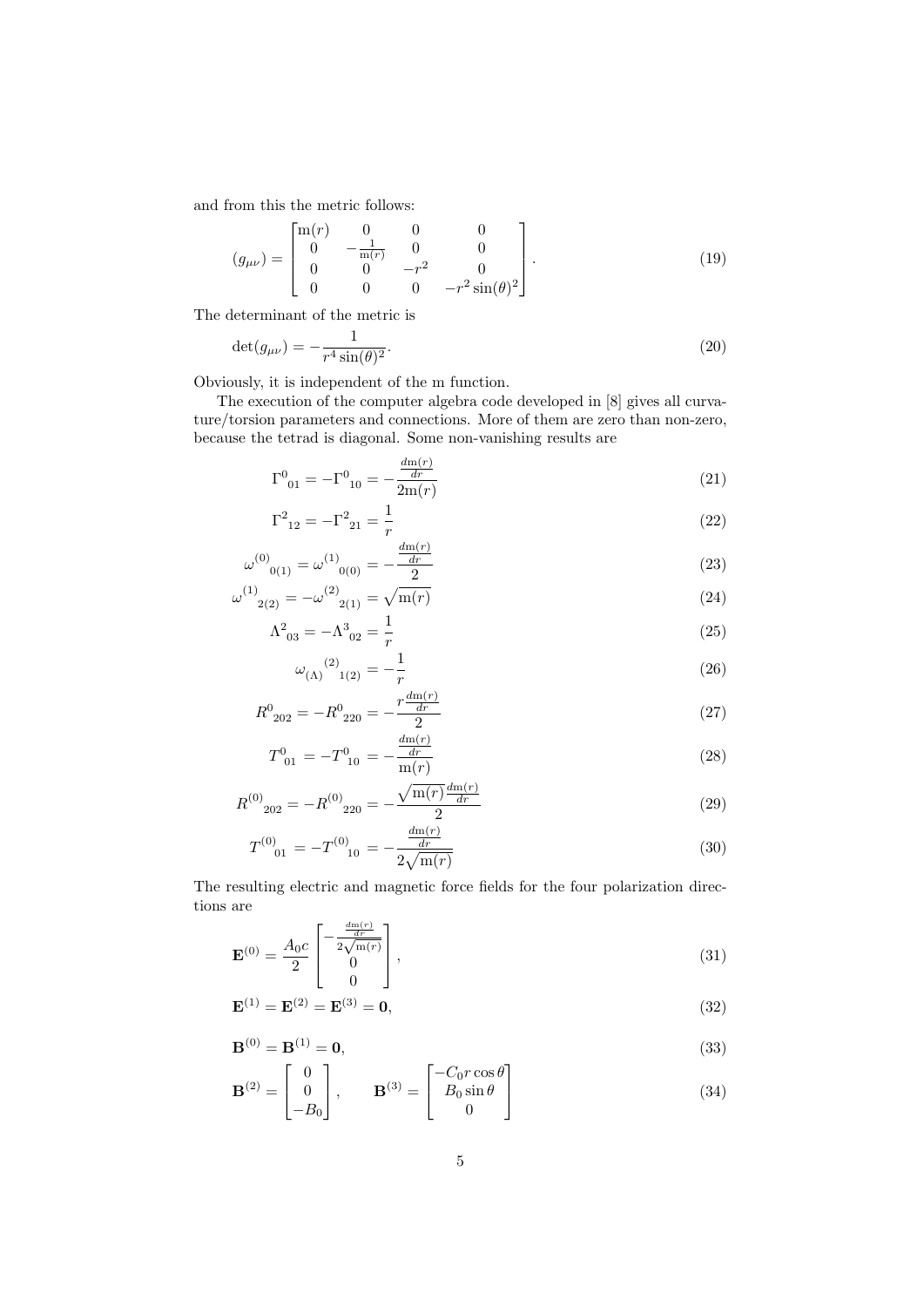and from this the metric follows:

$$(g_{\mu\nu}) = \begin{bmatrix} \mathrm{m}(r) & 0 & 0 & 0 \\ 0 & -\frac{1}{\mathrm{m}(r)} & 0 & 0 \\ 0 & 0 & -r^2 & 0 \\ 0 & 0 & 0 & -r^2\sin(\theta)^2 \end{bmatrix}. \tag{19}$$

The determinant of the metric is

$$\det(g_{\mu\nu}) = -\frac{1}{r^4\sin(\theta)^2}. \tag{20}$$

Obviously, it is independent of the m function.

The execution of the computer algebra code developed in [8] gives all curvature/torsion parameters and connections. More of them are zero than non-zero, because the tetrad is diagonal. Some non-vanishing results are

$$\Gamma^0{}_{01} = -\Gamma^0{}_{10} = -\frac{\frac{d\mathrm{m}(r)}{dr}}{2\mathrm{m}(r)} \tag{21}$$

$$\Gamma^2{}_{12} = -\Gamma^2{}_{21} = \frac{1}{r} \tag{22}$$

$$\omega^{(0)}{}_{0(1)} = \omega^{(1)}{}_{0(0)} = -\frac{\frac{d\mathrm{m}(r)}{dr}}{2} \tag{23}$$

$$\omega^{(1)}{}_{2(2)} = -\omega^{(2)}{}_{2(1)} = \sqrt{\mathrm{m}(r)} \tag{24}$$

$$\Lambda^2{}_{03} = -\Lambda^3{}_{02} = \frac{1}{r} \tag{25}$$

$$\omega_{(\Lambda)}{}^{(2)}{}_{1(2)} = -\frac{1}{r} \tag{26}$$

$$R^0{}_{202} = -R^0{}_{220} = -\frac{r\frac{d\mathrm{m}(r)}{dr}}{2} \tag{27}$$

$$T^0{}_{01} = -T^0{}_{10} = -\frac{\frac{d\mathrm{m}(r)}{dr}}{\mathrm{m}(r)} \tag{28}$$

$$R^{(0)}{}_{202} = -R^{(0)}{}_{220} = -\frac{\sqrt{\mathrm{m}(r)}\frac{d\mathrm{m}(r)}{dr}}{2} \tag{29}$$

$$T^{(0)}{}_{01} = -T^{(0)}{}_{10} = -\frac{\frac{d\mathrm{m}(r)}{dr}}{2\sqrt{\mathrm{m}(r)}} \tag{30}$$

The resulting electric and magnetic force fields for the four polarization directions are

$$\mathbf{E}^{(0)} = \frac{A_0 c}{2}\begin{bmatrix} -\frac{\frac{d\mathrm{m}(r)}{dr}}{2\sqrt{\mathrm{m}(r)}} \\ 0 \\ 0 \end{bmatrix}, \tag{31}$$

$$\mathbf{E}^{(1)} = \mathbf{E}^{(2)} = \mathbf{E}^{(3)} = \mathbf{0}, \tag{32}$$

$$\mathbf{B}^{(0)} = \mathbf{B}^{(1)} = \mathbf{0}, \tag{33}$$

$$\mathbf{B}^{(2)} = \begin{bmatrix} 0 \\ 0 \\ -B_0 \end{bmatrix}, \qquad \mathbf{B}^{(3)} = \begin{bmatrix} -C_0 r\cos\theta \\ B_0\sin\theta \\ 0 \end{bmatrix} \tag{34}$$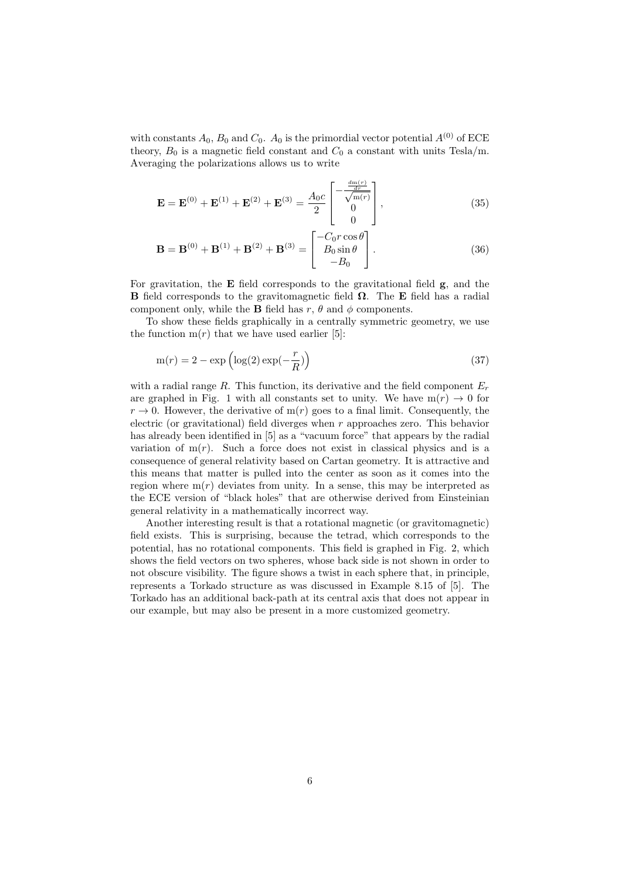with constants $A_0$, $B_0$ and $C_0$. $A_0$ is the primordial vector potential $A^{(0)}$ of ECE theory, $B_0$ is a magnetic field constant and $C_0$ a constant with units Tesla/m. Averaging the polarizations allows us to write

$$\mathbf{E} = \mathbf{E}^{(0)} + \mathbf{E}^{(1)} + \mathbf{E}^{(2)} + \mathbf{E}^{(3)} = \frac{A_0 c}{2} \begin{bmatrix} -\frac{\frac{d\mathrm{m}(r)}{dr}}{\sqrt{\mathrm{m}(r)}} \\ 0 \\ 0 \end{bmatrix}, \tag{35}$$

$$\mathbf{B} = \mathbf{B}^{(0)} + \mathbf{B}^{(1)} + \mathbf{B}^{(2)} + \mathbf{B}^{(3)} = \begin{bmatrix} -C_0 r \cos\theta \\ B_0 \sin\theta \\ -B_0 \end{bmatrix}. \tag{36}$$

For gravitation, the $\mathbf{E}$ field corresponds to the gravitational field $\mathbf{g}$, and the $\mathbf{B}$ field corresponds to the gravitomagnetic field $\mathbf{\Omega}$. The $\mathbf{E}$ field has a radial component only, while the $\mathbf{B}$ field has $r$, $\theta$ and $\phi$ components.

To show these fields graphically in a centrally symmetric geometry, we use the function $\mathrm{m}(r)$ that we have used earlier [5]:

$$\mathrm{m}(r) = 2 - \exp\left(\log(2)\exp(-\frac{r}{R})\right) \tag{37}$$

with a radial range $R$. This function, its derivative and the field component $E_r$ are graphed in Fig. 1 with all constants set to unity. We have $\mathrm{m}(r) \to 0$ for $r \to 0$. However, the derivative of $\mathrm{m}(r)$ goes to a final limit. Consequently, the electric (or gravitational) field diverges when $r$ approaches zero. This behavior has already been identified in [5] as a "vacuum force" that appears by the radial variation of $\mathrm{m}(r)$. Such a force does not exist in classical physics and is a consequence of general relativity based on Cartan geometry. It is attractive and this means that matter is pulled into the center as soon as it comes into the region where $\mathrm{m}(r)$ deviates from unity. In a sense, this may be interpreted as the ECE version of "black holes" that are otherwise derived from Einsteinian general relativity in a mathematically incorrect way.

Another interesting result is that a rotational magnetic (or gravitomagnetic) field exists. This is surprising, because the tetrad, which corresponds to the potential, has no rotational components. This field is graphed in Fig. 2, which shows the field vectors on two spheres, whose back side is not shown in order to not obscure visibility. The figure shows a twist in each sphere that, in principle, represents a Torkado structure as was discussed in Example 8.15 of [5]. The Torkado has an additional back-path at its central axis that does not appear in our example, but may also be present in a more customized geometry.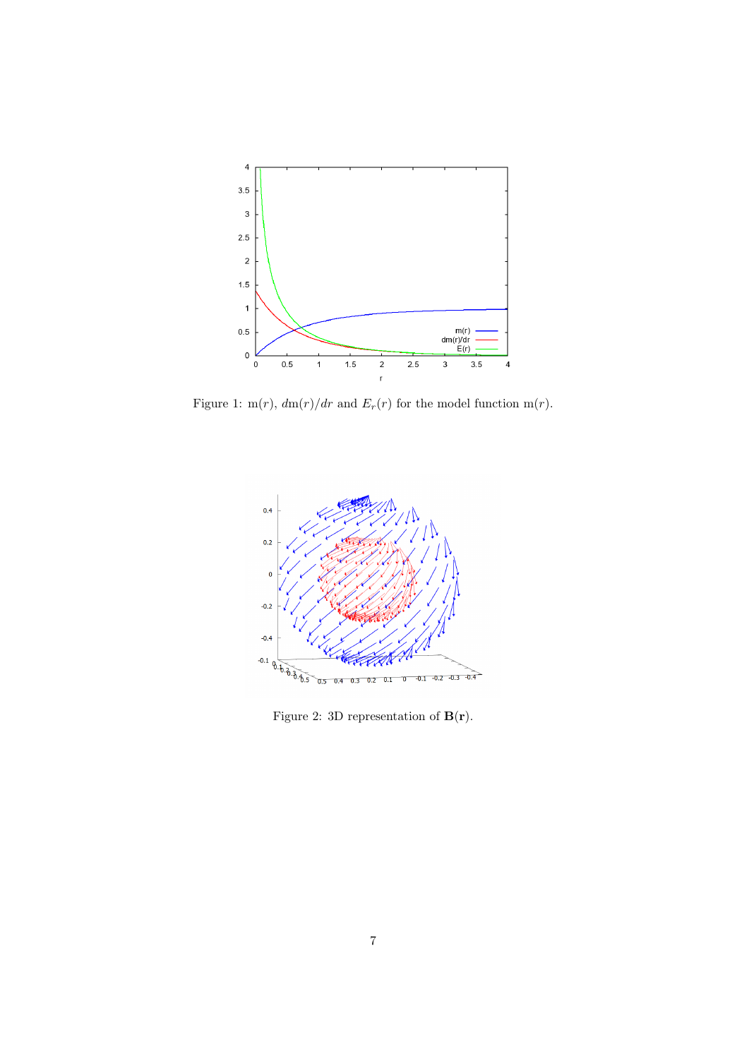Figure 1: m$(r)$, $d$m$(r)/dr$ and $E_r(r)$ for the model function m$(r)$.

Figure 2: 3D representation of $\mathbf{B}(\mathbf{r})$.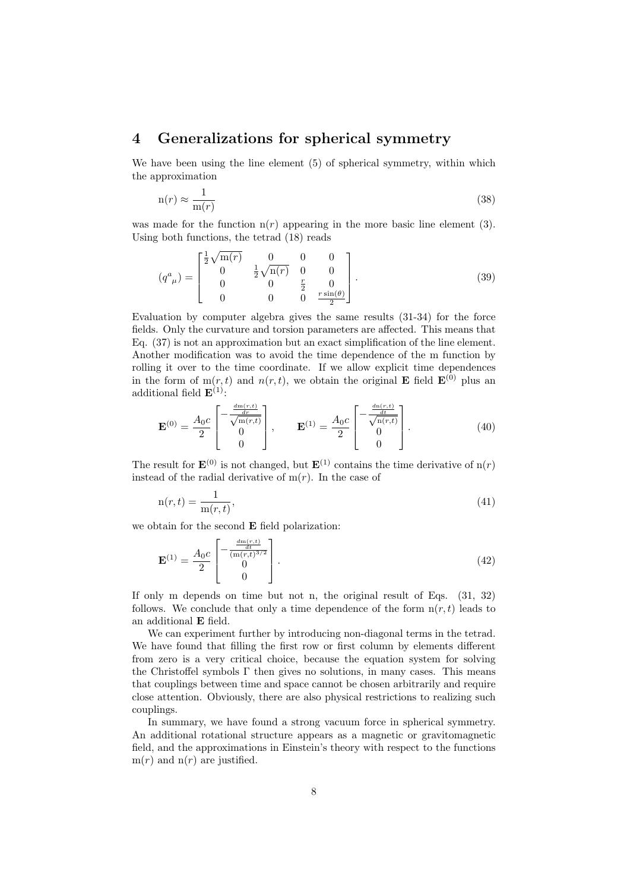# 4 Generalizations for spherical symmetry

We have been using the line element (5) of spherical symmetry, within which the approximation

$$\mathrm{n}(r) \approx \frac{1}{\mathrm{m}(r)} \tag{38}$$

was made for the function $\mathrm{n}(r)$ appearing in the more basic line element (3). Using both functions, the tetrad (18) reads

$$(q^a{}_\mu) = \begin{bmatrix} \frac{1}{2}\sqrt{\mathrm{m}(r)} & 0 & 0 & 0 \\ 0 & \frac{1}{2}\sqrt{\mathrm{n}(r)} & 0 & 0 \\ 0 & 0 & \frac{r}{2} & 0 \\ 0 & 0 & 0 & \frac{r\sin(\theta)}{2} \end{bmatrix}. \tag{39}$$

Evaluation by computer algebra gives the same results (31-34) for the force fields. Only the curvature and torsion parameters are affected. This means that Eq. (37) is not an approximation but an exact simplification of the line element. Another modification was to avoid the time dependence of the m function by rolling it over to the time coordinate. If we allow explicit time dependences in the form of $\mathrm{m}(r,t)$ and $n(r,t)$, we obtain the original **E** field $\mathbf{E}^{(0)}$ plus an additional field $\mathbf{E}^{(1)}$:

$$\mathbf{E}^{(0)} = \frac{A_0 c}{2} \begin{bmatrix} -\frac{\frac{d\mathrm{m}(r,t)}{dr}}{\sqrt{\mathrm{m}(r,t)}} \\ 0 \\ 0 \end{bmatrix}, \qquad \mathbf{E}^{(1)} = \frac{A_0 c}{2} \begin{bmatrix} -\frac{\frac{d\mathrm{n}(r,t)}{dt}}{\sqrt{\mathrm{n}(r,t)}} \\ 0 \\ 0 \end{bmatrix}. \tag{40}$$

The result for $\mathbf{E}^{(0)}$ is not changed, but $\mathbf{E}^{(1)}$ contains the time derivative of $\mathrm{n}(r)$ instead of the radial derivative of $\mathrm{m}(r)$. In the case of

$$\mathrm{n}(r,t) = \frac{1}{\mathrm{m}(r,t)}, \tag{41}$$

we obtain for the second **E** field polarization:

$$\mathbf{E}^{(1)} = \frac{A_0 c}{2} \begin{bmatrix} -\frac{\frac{d\mathrm{m}(r,t)}{dt}}{(\mathrm{m}(r,t)^{3/2}} \\ 0 \\ 0 \end{bmatrix}. \tag{42}$$

If only m depends on time but not n, the original result of Eqs. (31, 32) follows. We conclude that only a time dependence of the form $\mathrm{n}(r,t)$ leads to an additional **E** field.

We can experiment further by introducing non-diagonal terms in the tetrad. We have found that filling the first row or first column by elements different from zero is a very critical choice, because the equation system for solving the Christoffel symbols $\Gamma$ then gives no solutions, in many cases. This means that couplings between time and space cannot be chosen arbitrarily and require close attention. Obviously, there are also physical restrictions to realizing such couplings.

In summary, we have found a strong vacuum force in spherical symmetry. An additional rotational structure appears as a magnetic or gravitomagnetic field, and the approximations in Einstein's theory with respect to the functions $\mathrm{m}(r)$ and $\mathrm{n}(r)$ are justified.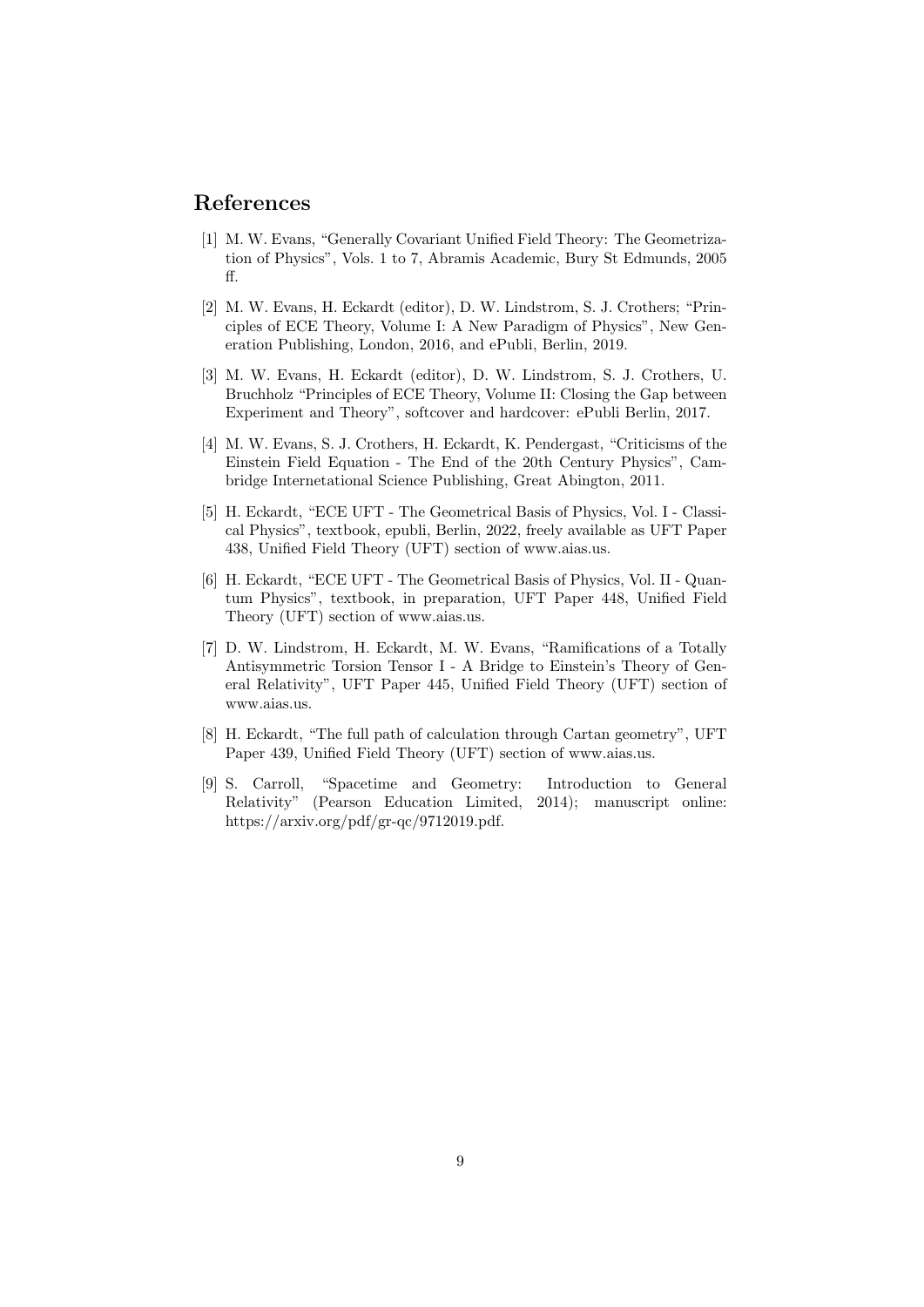# References

[1] M. W. Evans, "Generally Covariant Unified Field Theory: The Geometrization of Physics", Vols. 1 to 7, Abramis Academic, Bury St Edmunds, 2005 ff.

[2] M. W. Evans, H. Eckardt (editor), D. W. Lindstrom, S. J. Crothers; "Principles of ECE Theory, Volume I: A New Paradigm of Physics", New Generation Publishing, London, 2016, and ePubli, Berlin, 2019.

[3] M. W. Evans, H. Eckardt (editor), D. W. Lindstrom, S. J. Crothers, U. Bruchholz "Principles of ECE Theory, Volume II: Closing the Gap between Experiment and Theory", softcover and hardcover: ePubli Berlin, 2017.

[4] M. W. Evans, S. J. Crothers, H. Eckardt, K. Pendergast, "Criticisms of the Einstein Field Equation - The End of the 20th Century Physics", Cambridge Internetational Science Publishing, Great Abington, 2011.

[5] H. Eckardt, "ECE UFT - The Geometrical Basis of Physics, Vol. I - Classical Physics", textbook, epubli, Berlin, 2022, freely available as UFT Paper 438, Unified Field Theory (UFT) section of www.aias.us.

[6] H. Eckardt, "ECE UFT - The Geometrical Basis of Physics, Vol. II - Quantum Physics", textbook, in preparation, UFT Paper 448, Unified Field Theory (UFT) section of www.aias.us.

[7] D. W. Lindstrom, H. Eckardt, M. W. Evans, "Ramifications of a Totally Antisymmetric Torsion Tensor I - A Bridge to Einstein's Theory of General Relativity", UFT Paper 445, Unified Field Theory (UFT) section of www.aias.us.

[8] H. Eckardt, "The full path of calculation through Cartan geometry", UFT Paper 439, Unified Field Theory (UFT) section of www.aias.us.

[9] S. Carroll, "Spacetime and Geometry: Introduction to General Relativity" (Pearson Education Limited, 2014); manuscript online: https://arxiv.org/pdf/gr-qc/9712019.pdf.